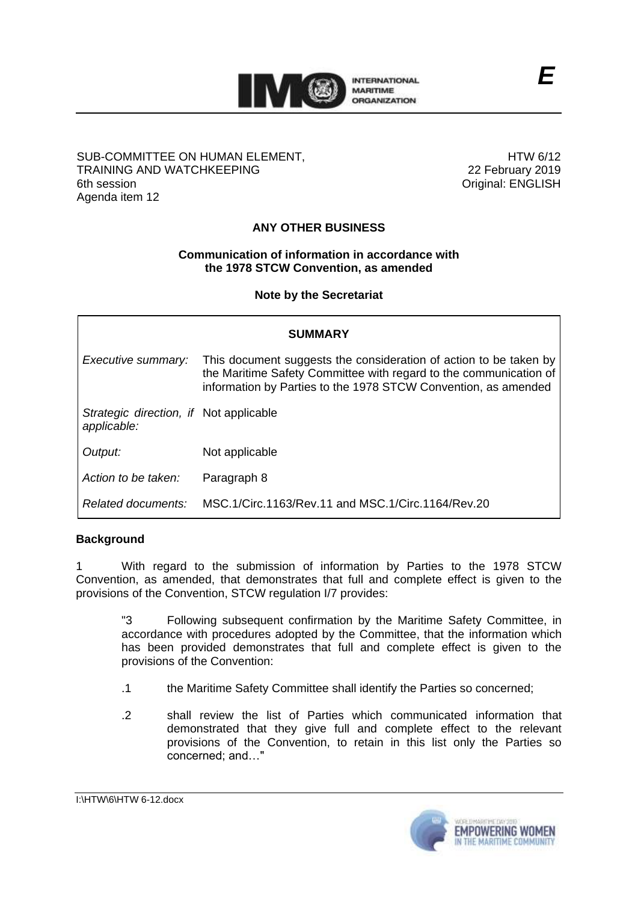E

SUB-COMMITTEE ON HUMAN ELEMENT, TRAINING AND WATCHKEEPING
6th session
Agenda item 12

HTW 6/12
22 February 2019
Original: ENGLISH

# ANY OTHER BUSINESS

## Communication of information in accordance with the 1978 STCW Convention, as amended

### Note by the Secretariat

| SUMMARY | |
|---|---|
| *Executive summary:* | This document suggests the consideration of action to be taken by the Maritime Safety Committee with regard to the communication of information by Parties to the 1978 STCW Convention, as amended |
| *Strategic direction, if applicable:* | Not applicable |
| *Output:* | Not applicable |
| *Action to be taken:* | Paragraph 8 |
| *Related documents:* | MSC.1/Circ.1163/Rev.11 and MSC.1/Circ.1164/Rev.20 |

**Background**

1 With regard to the submission of information by Parties to the 1978 STCW Convention, as amended, that demonstrates that full and complete effect is given to the provisions of the Convention, STCW regulation I/7 provides:

> "3 Following subsequent confirmation by the Maritime Safety Committee, in accordance with procedures adopted by the Committee, that the information which has been provided demonstrates that full and complete effect is given to the provisions of the Convention:
>
> .1 the Maritime Safety Committee shall identify the Parties so concerned;
>
> .2 shall review the list of Parties which communicated information that demonstrated that they give full and complete effect to the relevant provisions of the Convention, to retain in this list only the Parties so concerned; and…"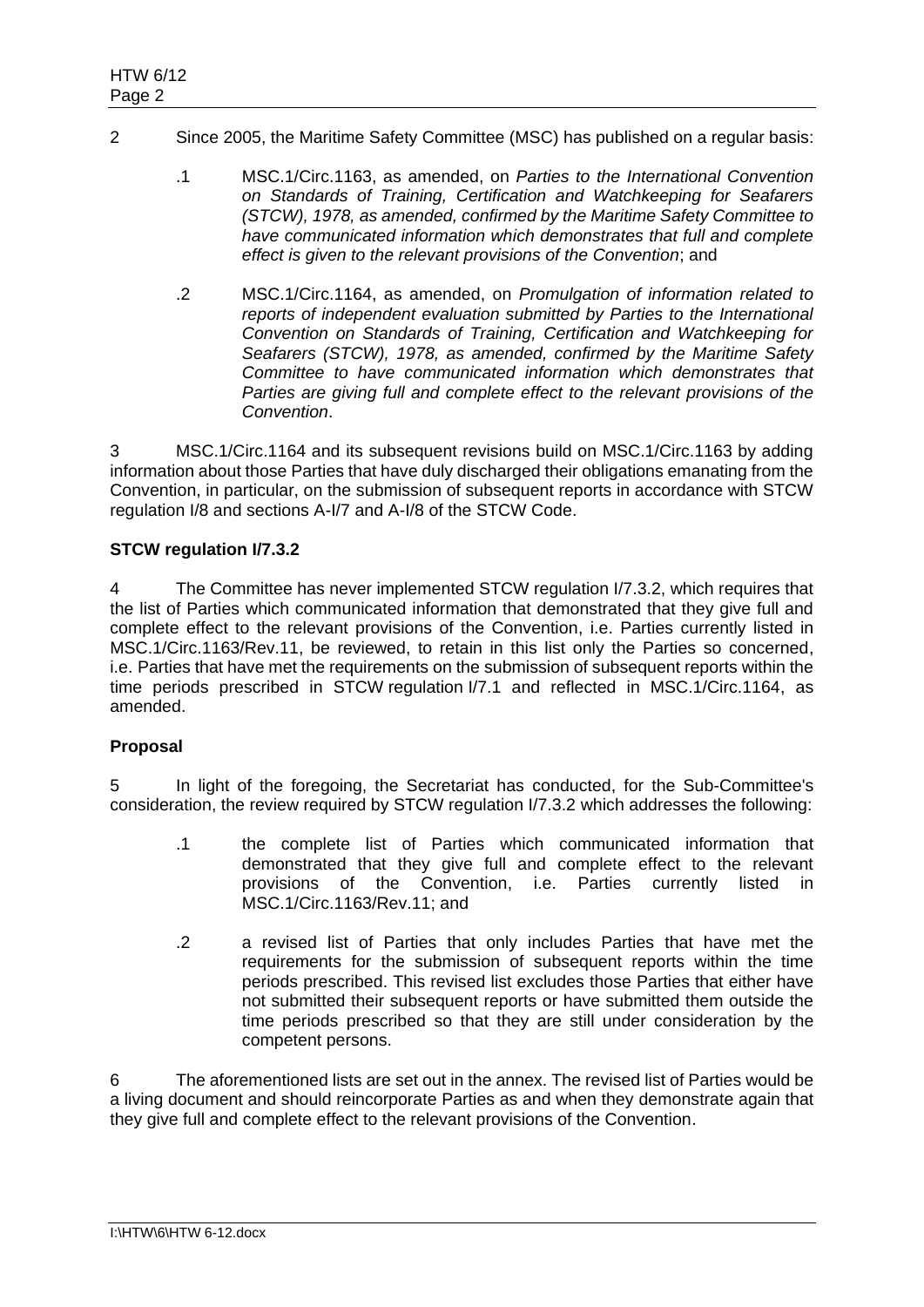2 Since 2005, the Maritime Safety Committee (MSC) has published on a regular basis:

.1 MSC.1/Circ.1163, as amended, on *Parties to the International Convention on Standards of Training, Certification and Watchkeeping for Seafarers (STCW), 1978, as amended, confirmed by the Maritime Safety Committee to have communicated information which demonstrates that full and complete effect is given to the relevant provisions of the Convention*; and

.2 MSC.1/Circ.1164, as amended, on *Promulgation of information related to reports of independent evaluation submitted by Parties to the International Convention on Standards of Training, Certification and Watchkeeping for Seafarers (STCW), 1978, as amended, confirmed by the Maritime Safety Committee to have communicated information which demonstrates that Parties are giving full and complete effect to the relevant provisions of the Convention*.

3 MSC.1/Circ.1164 and its subsequent revisions build on MSC.1/Circ.1163 by adding information about those Parties that have duly discharged their obligations emanating from the Convention, in particular, on the submission of subsequent reports in accordance with STCW regulation I/8 and sections A-I/7 and A-I/8 of the STCW Code.

**STCW regulation I/7.3.2**

4 The Committee has never implemented STCW regulation I/7.3.2, which requires that the list of Parties which communicated information that demonstrated that they give full and complete effect to the relevant provisions of the Convention, i.e. Parties currently listed in MSC.1/Circ.1163/Rev.11, be reviewed, to retain in this list only the Parties so concerned, i.e. Parties that have met the requirements on the submission of subsequent reports within the time periods prescribed in STCW regulation I/7.1 and reflected in MSC.1/Circ.1164, as amended.

**Proposal**

5 In light of the foregoing, the Secretariat has conducted, for the Sub-Committee's consideration, the review required by STCW regulation I/7.3.2 which addresses the following:

.1 the complete list of Parties which communicated information that demonstrated that they give full and complete effect to the relevant provisions of the Convention, i.e. Parties currently listed in MSC.1/Circ.1163/Rev.11; and

.2 a revised list of Parties that only includes Parties that have met the requirements for the submission of subsequent reports within the time periods prescribed. This revised list excludes those Parties that either have not submitted their subsequent reports or have submitted them outside the time periods prescribed so that they are still under consideration by the competent persons.

6 The aforementioned lists are set out in the annex. The revised list of Parties would be a living document and should reincorporate Parties as and when they demonstrate again that they give full and complete effect to the relevant provisions of the Convention.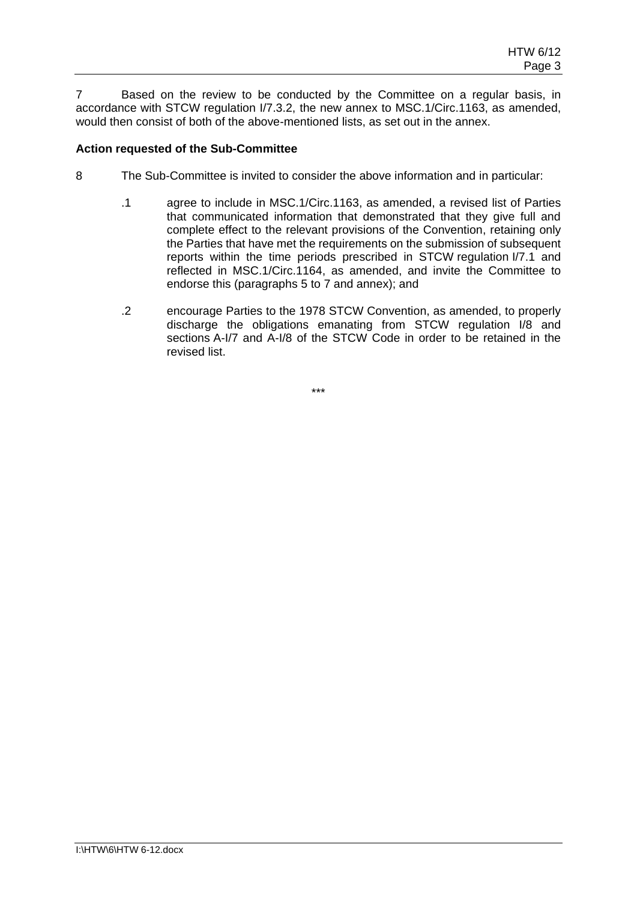7 Based on the review to be conducted by the Committee on a regular basis, in accordance with STCW regulation I/7.3.2, the new annex to MSC.1/Circ.1163, as amended, would then consist of both of the above-mentioned lists, as set out in the annex.

**Action requested of the Sub-Committee**

8 The Sub-Committee is invited to consider the above information and in particular:

.1 agree to include in MSC.1/Circ.1163, as amended, a revised list of Parties that communicated information that demonstrated that they give full and complete effect to the relevant provisions of the Convention, retaining only the Parties that have met the requirements on the submission of subsequent reports within the time periods prescribed in STCW regulation I/7.1 and reflected in MSC.1/Circ.1164, as amended, and invite the Committee to endorse this (paragraphs 5 to 7 and annex); and

.2 encourage Parties to the 1978 STCW Convention, as amended, to properly discharge the obligations emanating from STCW regulation I/8 and sections A-I/7 and A-I/8 of the STCW Code in order to be retained in the revised list.

\*\*\*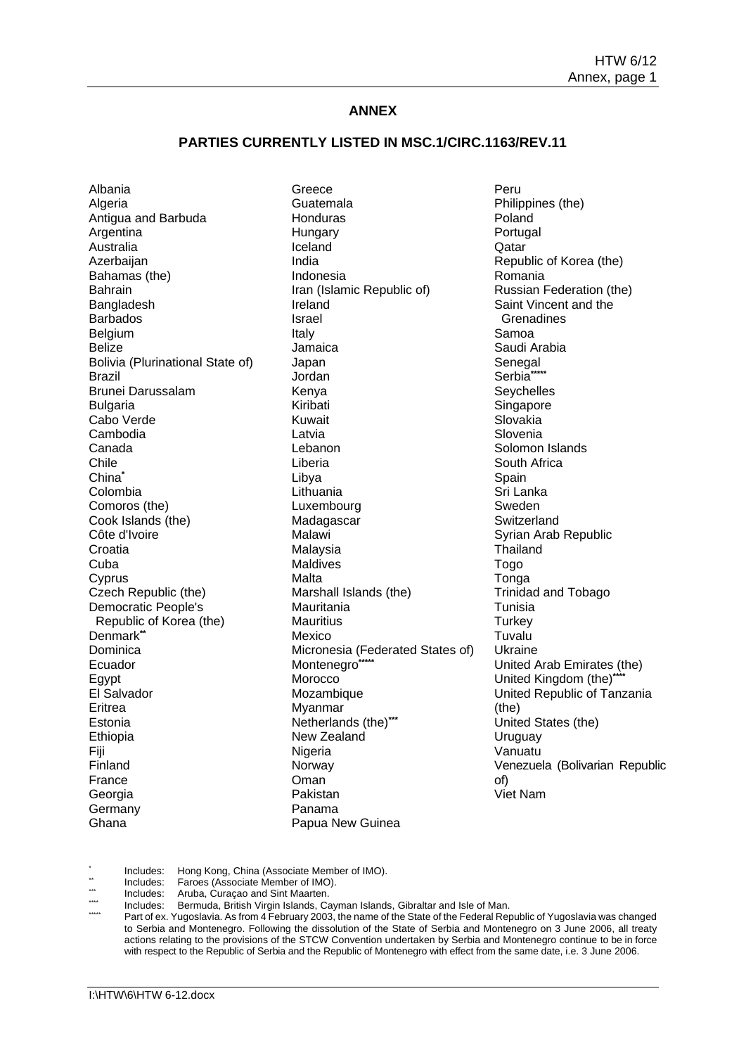## ANNEX

### PARTIES CURRENTLY LISTED IN MSC.1/CIRC.1163/REV.11

Albania
Algeria
Antigua and Barbuda
Argentina
Australia
Azerbaijan
Bahamas (the)
Bahrain
Bangladesh
Barbados
Belgium
Belize
Bolivia (Plurinational State of)
Brazil
Brunei Darussalam
Bulgaria
Cabo Verde
Cambodia
Canada
Chile
China*
Colombia
Comoros (the)
Cook Islands (the)
Côte d'Ivoire
Croatia
Cuba
Cyprus
Czech Republic (the)
Democratic People's Republic of Korea (the)
Denmark**
Dominica
Ecuador
Egypt
El Salvador
Eritrea
Estonia
Ethiopia
Fiji
Finland
France
Georgia
Germany
Ghana
Greece
Guatemala
Honduras
Hungary
Iceland
India
Indonesia
Iran (Islamic Republic of)
Ireland
Israel
Italy
Jamaica
Japan
Jordan
Kenya
Kiribati
Kuwait
Latvia
Lebanon
Liberia
Libya
Lithuania
Luxembourg
Madagascar
Malawi
Malaysia
Maldives
Malta
Marshall Islands (the)
Mauritania
Mauritius
Mexico
Micronesia (Federated States of)
Montenegro*****
Morocco
Mozambique
Myanmar
Netherlands (the)***
New Zealand
Nigeria
Norway
Oman
Pakistan
Panama
Papua New Guinea
Peru
Philippines (the)
Poland
Portugal
Qatar
Republic of Korea (the)
Romania
Russian Federation (the)
Saint Vincent and the Grenadines
Samoa
Saudi Arabia
Senegal
Serbia*****
Seychelles
Singapore
Slovakia
Slovenia
Solomon Islands
South Africa
Spain
Sri Lanka
Sweden
Switzerland
Syrian Arab Republic
Thailand
Togo
Tonga
Trinidad and Tobago
Tunisia
Turkey
Tuvalu
Ukraine
United Arab Emirates (the)
United Kingdom (the)****
United Republic of Tanzania (the)
United States (the)
Uruguay
Vanuatu
Venezuela (Bolivarian Republic of)
Viet Nam

\* Includes: Hong Kong, China (Associate Member of IMO).

\** Includes: Faroes (Associate Member of IMO).

\*** Includes: Aruba, Curaçao and Sint Maarten.

\**** Includes: Bermuda, British Virgin Islands, Cayman Islands, Gibraltar and Isle of Man.

\***** Part of ex. Yugoslavia. As from 4 February 2003, the name of the State of the Federal Republic of Yugoslavia was changed to Serbia and Montenegro. Following the dissolution of the State of Serbia and Montenegro on 3 June 2006, all treaty actions relating to the provisions of the STCW Convention undertaken by Serbia and Montenegro continue to be in force with respect to the Republic of Serbia and the Republic of Montenegro with effect from the same date, i.e. 3 June 2006.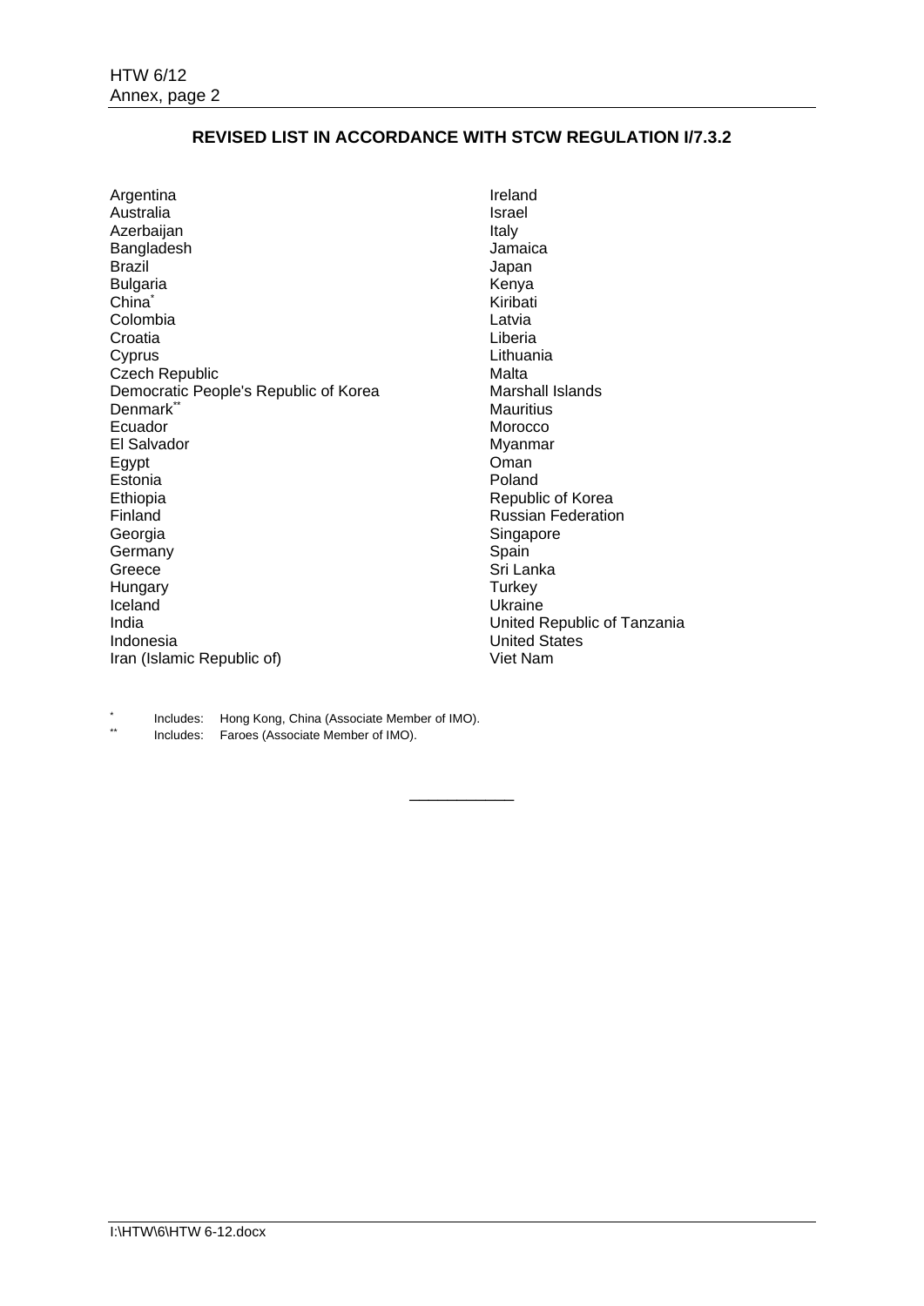## REVISED LIST IN ACCORDANCE WITH STCW REGULATION I/7.3.2

Argentina
Australia
Azerbaijan
Bangladesh
Brazil
Bulgaria
China*
Colombia
Croatia
Cyprus
Czech Republic
Democratic People's Republic of Korea
Denmark**
Ecuador
El Salvador
Egypt
Estonia
Ethiopia
Finland
Georgia
Germany
Greece
Hungary
Iceland
India
Indonesia
Iran (Islamic Republic of)
Ireland
Israel
Italy
Jamaica
Japan
Kenya
Kiribati
Latvia
Liberia
Lithuania
Malta
Marshall Islands
Mauritius
Morocco
Myanmar
Oman
Poland
Republic of Korea
Russian Federation
Singapore
Spain
Sri Lanka
Turkey
Ukraine
United Republic of Tanzania
United States
Viet Nam

\* Includes: Hong Kong, China (Associate Member of IMO).

\*\* Includes: Faroes (Associate Member of IMO).

___________